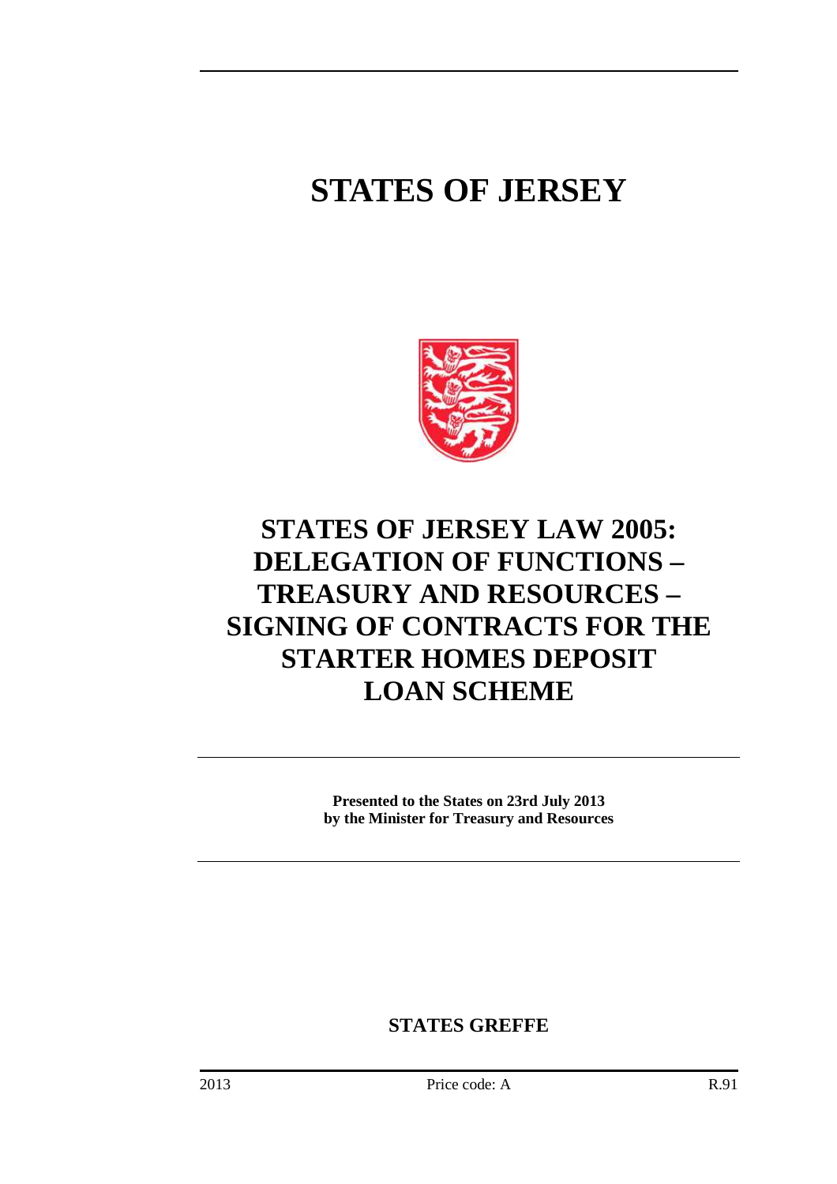# STATES OF JERSEY

# STATES OF JERSEY LAW 2005: DELEGATION OF FUNCTIONS – TREASURY AND RESOURCES – SIGNING OF CONTRACTS FOR THE STARTER HOMES DEPOSIT LOAN SCHEME

**Presented to the States on 23rd July 2013 by the Minister for Treasury and Resources**

**STATES GREFFE**

2013 Price code: A R.91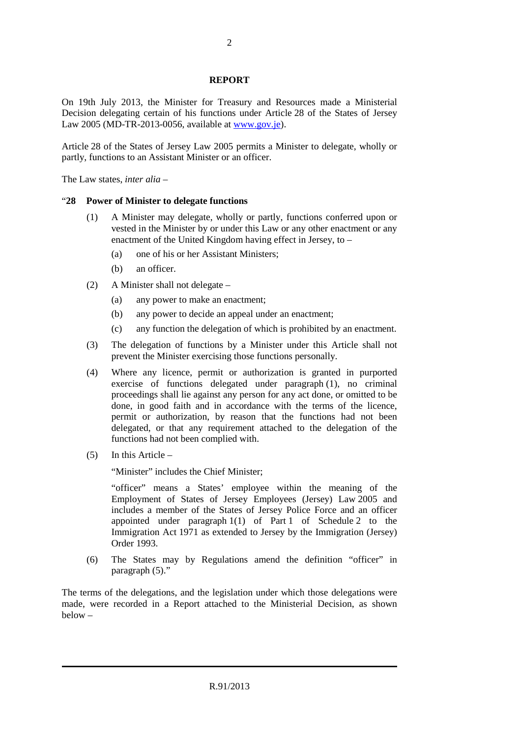## REPORT

On 19th July 2013, the Minister for Treasury and Resources made a Ministerial Decision delegating certain of his functions under Article 28 of the States of Jersey Law 2005 (MD-TR-2013-0056, available at www.gov.je).

Article 28 of the States of Jersey Law 2005 permits a Minister to delegate, wholly or partly, functions to an Assistant Minister or an officer.

The Law states, *inter alia* –

"**28 Power of Minister to delegate functions**

(1) A Minister may delegate, wholly or partly, functions conferred upon or vested in the Minister by or under this Law or any other enactment or any enactment of the United Kingdom having effect in Jersey, to –

   (a) one of his or her Assistant Ministers;

   (b) an officer.

(2) A Minister shall not delegate –

   (a) any power to make an enactment;

   (b) any power to decide an appeal under an enactment;

   (c) any function the delegation of which is prohibited by an enactment.

(3) The delegation of functions by a Minister under this Article shall not prevent the Minister exercising those functions personally.

(4) Where any licence, permit or authorization is granted in purported exercise of functions delegated under paragraph (1), no criminal proceedings shall lie against any person for any act done, or omitted to be done, in good faith and in accordance with the terms of the licence, permit or authorization, by reason that the functions had not been delegated, or that any requirement attached to the delegation of the functions had not been complied with.

(5) In this Article –

"Minister" includes the Chief Minister;

"officer" means a States' employee within the meaning of the Employment of States of Jersey Employees (Jersey) Law 2005 and includes a member of the States of Jersey Police Force and an officer appointed under paragraph 1(1) of Part 1 of Schedule 2 to the Immigration Act 1971 as extended to Jersey by the Immigration (Jersey) Order 1993.

(6) The States may by Regulations amend the definition "officer" in paragraph (5)."

The terms of the delegations, and the legislation under which those delegations were made, were recorded in a Report attached to the Ministerial Decision, as shown below –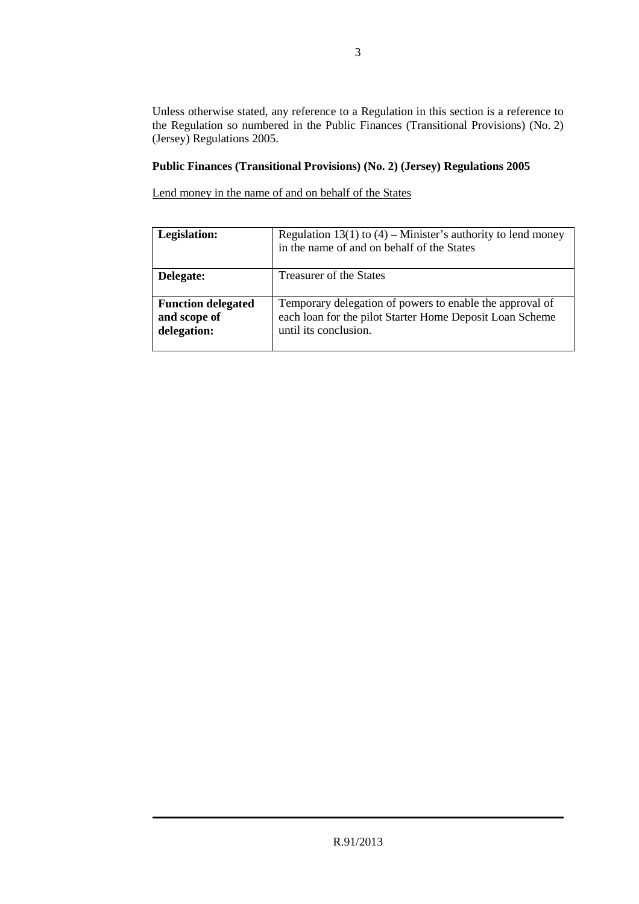Unless otherwise stated, any reference to a Regulation in this section is a reference to the Regulation so numbered in the Public Finances (Transitional Provisions) (No. 2) (Jersey) Regulations 2005.

**Public Finances (Transitional Provisions) (No. 2) (Jersey) Regulations 2005**

Lend money in the name of and on behalf of the States

| | |
|---|---|
| **Legislation:** | Regulation 13(1) to (4) – Minister's authority to lend money in the name of and on behalf of the States |
| **Delegate:** | Treasurer of the States |
| **Function delegated and scope of delegation:** | Temporary delegation of powers to enable the approval of each loan for the pilot Starter Home Deposit Loan Scheme until its conclusion. |